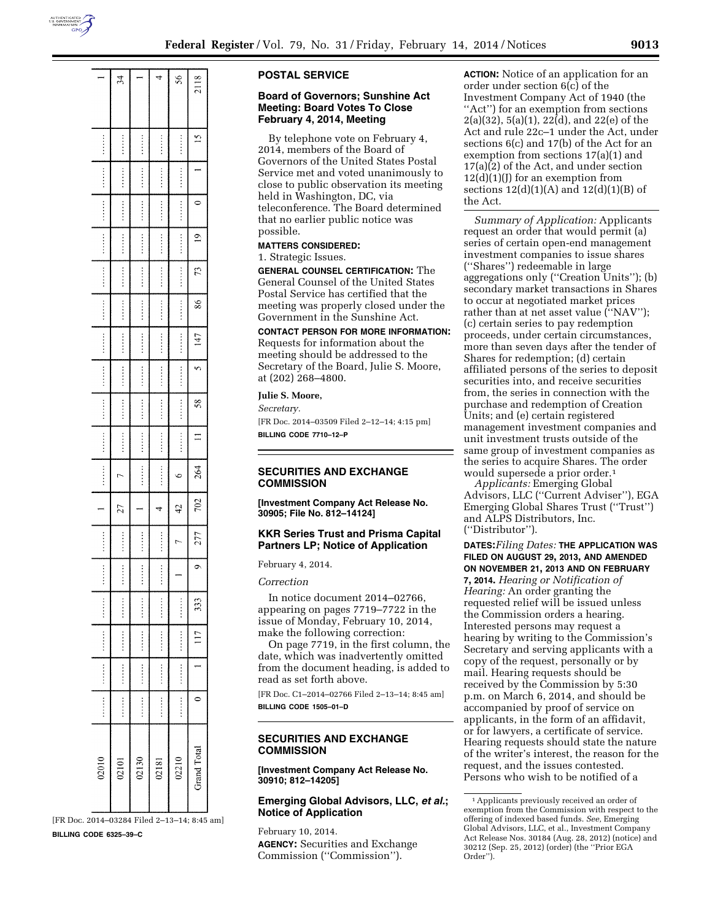| | | | | | | | | | | | | | | | | | | | |
|---|---|---|---|---|---|---|---|---|---|---|---|---|---|---|---|---|---|---|---|
| 02010 | ........ | ........ | ........ | ........ | ........ | ........ | 1 | ........ | ........ | ........ | ........ | ........ | ........ | ........ | ........ | ........ | ........ | ........ | 1 |
| 02101 | ........ | ........ | ........ | ........ | ........ | ........ | 27 | 7 | ........ | ........ | ........ | ........ | ........ | ........ | ........ | ........ | ........ | ........ | 34 |
| 02130 | ........ | ........ | ........ | ........ | ........ | ........ | 1 | ........ | ........ | ........ | ........ | ........ | ........ | ........ | ........ | ........ | ........ | ........ | 1 |
| 02181 | ........ | ........ | ........ | ........ | ........ | ........ | 4 | ........ | ........ | ........ | ........ | ........ | ........ | ........ | ........ | ........ | ........ | ........ | 4 |
| 02210 | ........ | ........ | ........ | ........ | 1 | 7 | 42 | 6 | ........ | ........ | ........ | ........ | ........ | ........ | ........ | ........ | ........ | ........ | 56 |
| Grand Total | 0 | 1 | 117 | 333 | 9 | 277 | 702 | 264 | 11 | 58 | 5 | 147 | 86 | 73 | 19 | 0 | 1 | 15 | 2118 |

[FR Doc. 2014–03284 Filed 2–13–14; 8:45 am]

**BILLING CODE 6325–39–C**

## POSTAL SERVICE

### Board of Governors; Sunshine Act Meeting: Board Votes To Close February 4, 2014, Meeting

By telephone vote on February 4, 2014, members of the Board of Governors of the United States Postal Service met and voted unanimously to close to public observation its meeting held in Washington, DC, via teleconference. The Board determined that no earlier public notice was possible.

**MATTERS CONSIDERED:**

1. Strategic Issues.

**GENERAL COUNSEL CERTIFICATION:** The General Counsel of the United States Postal Service has certified that the meeting was properly closed under the Government in the Sunshine Act.

**CONTACT PERSON FOR MORE INFORMATION:** Requests for information about the meeting should be addressed to the Secretary of the Board, Julie S. Moore, at (202) 268–4800.

**Julie S. Moore,**

*Secretary.*

[FR Doc. 2014–03509 Filed 2–12–14; 4:15 pm]

**BILLING CODE 7710–12–P**

## SECURITIES AND EXCHANGE COMMISSION

**[Investment Company Act Release No. 30905; File No. 812–14124]**

### KKR Series Trust and Prisma Capital Partners LP; Notice of Application

February 4, 2014.

*Correction*

In notice document 2014–02766, appearing on pages 7719–7722 in the issue of Monday, February 10, 2014, make the following correction:

On page 7719, in the first column, the date, which was inadvertently omitted from the document heading, is added to read as set forth above.

[FR Doc. C1–2014–02766 Filed 2–13–14; 8:45 am]

**BILLING CODE 1505–01–D**

## SECURITIES AND EXCHANGE COMMISSION

**[Investment Company Act Release No. 30910; 812–14205]**

### Emerging Global Advisors, LLC, *et al.*; Notice of Application

February 10, 2014.

**AGENCY:** Securities and Exchange Commission (''Commission'').

**ACTION:** Notice of an application for an order under section 6(c) of the Investment Company Act of 1940 (the ''Act'') for an exemption from sections 2(a)(32), 5(a)(1), 22(d), and 22(e) of the Act and rule 22c–1 under the Act, under sections 6(c) and 17(b) of the Act for an exemption from sections 17(a)(1) and 17(a)(2) of the Act, and under section 12(d)(1)(J) for an exemption from sections 12(d)(1)(A) and 12(d)(1)(B) of the Act.

*Summary of Application:* Applicants request an order that would permit (a) series of certain open-end management investment companies to issue shares (''Shares'') redeemable in large aggregations only (''Creation Units''); (b) secondary market transactions in Shares to occur at negotiated market prices rather than at net asset value (''NAV''); (c) certain series to pay redemption proceeds, under certain circumstances, more than seven days after the tender of Shares for redemption; (d) certain affiliated persons of the series to deposit securities into, and receive securities from, the series in connection with the purchase and redemption of Creation Units; and (e) certain registered management investment companies and unit investment trusts outside of the same group of investment companies as the series to acquire Shares. The order would supersede a prior order.[1]

*Applicants:* Emerging Global Advisors, LLC (''Current Adviser''), EGA Emerging Global Shares Trust (''Trust'') and ALPS Distributors, Inc. (''Distributor'').

**DATES:** *Filing Dates:* The application was filed on August 29, 2013, and amended on November 21, 2013 and on February 7, 2014. *Hearing or Notification of Hearing:* An order granting the requested relief will be issued unless the Commission orders a hearing. Interested persons may request a hearing by writing to the Commission's Secretary and serving applicants with a copy of the request, personally or by mail. Hearing requests should be received by the Commission by 5:30 p.m. on March 6, 2014, and should be accompanied by proof of service on applicants, in the form of an affidavit, or for lawyers, a certificate of service. Hearing requests should state the nature of the writer's interest, the reason for the request, and the issues contested. Persons who wish to be notified of a

[1] Applicants previously received an order of exemption from the Commission with respect to the offering of indexed based funds. *See,* Emerging Global Advisors, LLC, et al., Investment Company Act Release Nos. 30184 (Aug. 28, 2012) (notice) and 30212 (Sep. 25, 2012) (order) (the ''Prior EGA Order'').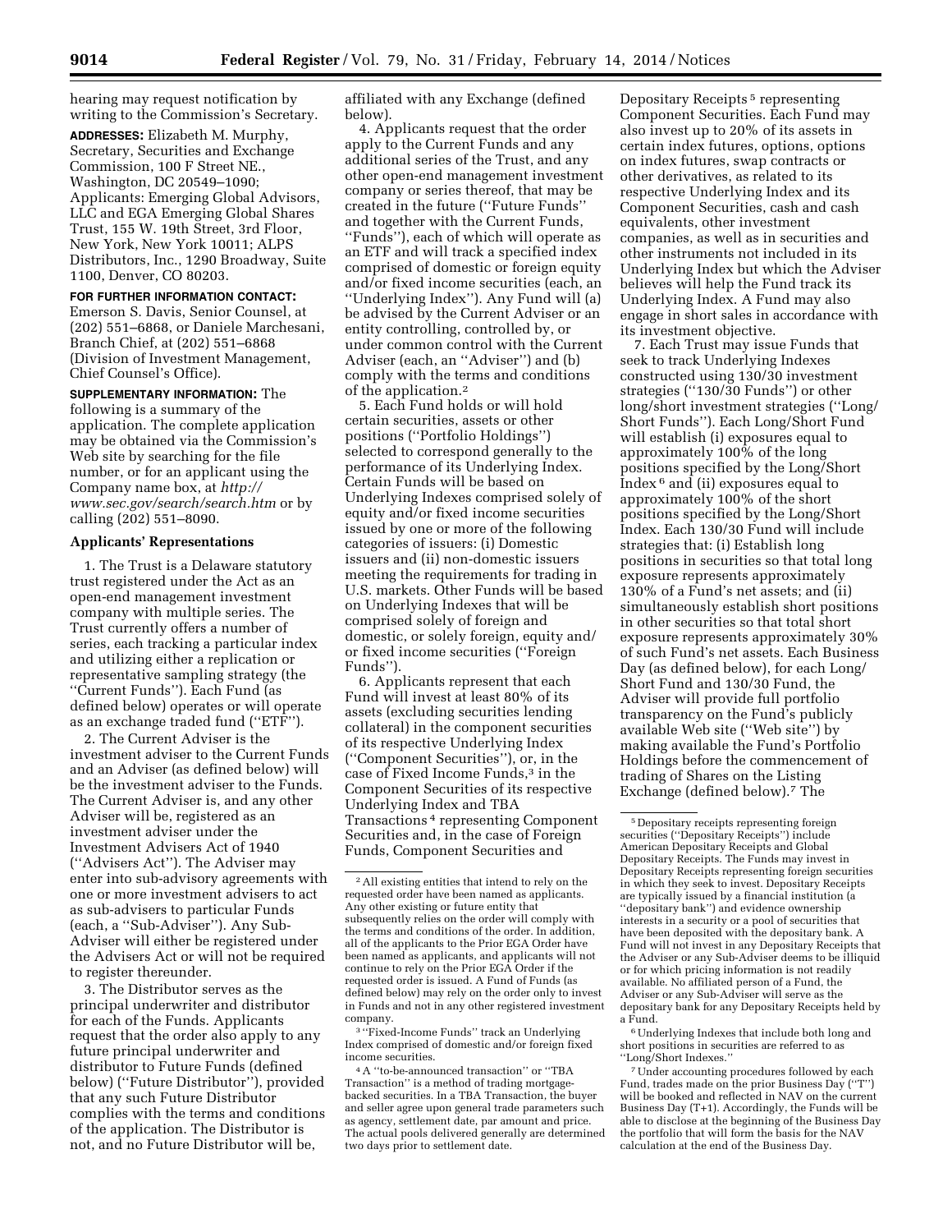hearing may request notification by writing to the Commission's Secretary.

**ADDRESSES:** Elizabeth M. Murphy, Secretary, Securities and Exchange Commission, 100 F Street NE., Washington, DC 20549–1090; Applicants: Emerging Global Advisors, LLC and EGA Emerging Global Shares Trust, 155 W. 19th Street, 3rd Floor, New York, New York 10011; ALPS Distributors, Inc., 1290 Broadway, Suite 1100, Denver, CO 80203.

**FOR FURTHER INFORMATION CONTACT:** Emerson S. Davis, Senior Counsel, at (202) 551–6868, or Daniele Marchesani, Branch Chief, at (202) 551–6868 (Division of Investment Management, Chief Counsel's Office).

**SUPPLEMENTARY INFORMATION:** The following is a summary of the application. The complete application may be obtained via the Commission's Web site by searching for the file number, or for an applicant using the Company name box, at *http://www.sec.gov/search/search.htm* or by calling (202) 551–8090.

## Applicants' Representations

1. The Trust is a Delaware statutory trust registered under the Act as an open-end management investment company with multiple series. The Trust currently offers a number of series, each tracking a particular index and utilizing either a replication or representative sampling strategy (the "Current Funds"). Each Fund (as defined below) operates or will operate as an exchange traded fund ("ETF").

2. The Current Adviser is the investment adviser to the Current Funds and an Adviser (as defined below) will be the investment adviser to the Funds. The Current Adviser is, and any other Adviser will be, registered as an investment adviser under the Investment Advisers Act of 1940 ("Advisers Act"). The Adviser may enter into sub-advisory agreements with one or more investment advisers to act as sub-advisers to particular Funds (each, a "Sub-Adviser"). Any Sub-Adviser will either be registered under the Advisers Act or will not be required to register thereunder.

3. The Distributor serves as the principal underwriter and distributor for each of the Funds. Applicants request that the order also apply to any future principal underwriter and distributor to Future Funds (defined below) ("Future Distributor"), provided that any such Future Distributor complies with the terms and conditions of the application. The Distributor is not, and no Future Distributor will be, affiliated with any Exchange (defined below).

4. Applicants request that the order apply to the Current Funds and any additional series of the Trust, and any other open-end management investment company or series thereof, that may be created in the future ("Future Funds" and together with the Current Funds, "Funds"), each of which will operate as an ETF and will track a specified index comprised of domestic or foreign equity and/or fixed income securities (each, an "Underlying Index"). Any Fund will (a) be advised by the Current Adviser or an entity controlling, controlled by, or under common control with the Current Adviser (each, an "Adviser") and (b) comply with the terms and conditions of the application.[2]

5. Each Fund holds or will hold certain securities, assets or other positions ("Portfolio Holdings") selected to correspond generally to the performance of its Underlying Index. Certain Funds will be based on Underlying Indexes comprised solely of equity and/or fixed income securities issued by one or more of the following categories of issuers: (i) Domestic issuers and (ii) non-domestic issuers meeting the requirements for trading in U.S. markets. Other Funds will be based on Underlying Indexes that will be comprised solely of foreign and domestic, or solely foreign, equity and/or fixed income securities ("Foreign Funds").

6. Applicants represent that each Fund will invest at least 80% of its assets (excluding securities lending collateral) in the component securities of its respective Underlying Index ("Component Securities"), or, in the case of Fixed Income Funds,[3] in the Component Securities of its respective Underlying Index and TBA Transactions[4] representing Component Securities and, in the case of Foreign Funds, Component Securities and Depositary Receipts[5] representing Component Securities. Each Fund may also invest up to 20% of its assets in certain index futures, options, options on index futures, swap contracts or other derivatives, as related to its respective Underlying Index and its Component Securities, cash and cash equivalents, other investment companies, as well as in securities and other instruments not included in its Underlying Index but which the Adviser believes will help the Fund track its Underlying Index. A Fund may also engage in short sales in accordance with its investment objective.

7. Each Trust may issue Funds that seek to track Underlying Indexes constructed using 130/30 investment strategies ("130/30 Funds") or other long/short investment strategies ("Long/Short Funds"). Each Long/Short Fund will establish (i) exposures equal to approximately 100% of the long positions specified by the Long/Short Index[6] and (ii) exposures equal to approximately 100% of the short positions specified by the Long/Short Index. Each 130/30 Fund will include strategies that: (i) Establish long positions in securities so that total long exposure represents approximately 130% of a Fund's net assets; and (ii) simultaneously establish short positions in other securities so that total short exposure represents approximately 30% of such Fund's net assets. Each Business Day (as defined below), for each Long/Short Fund and 130/30 Fund, the Adviser will provide full portfolio transparency on the Fund's publicly available Web site ("Web site") by making available the Fund's Portfolio Holdings before the commencement of trading of Shares on the Listing Exchange (defined below).[7] The

---

[2] All existing entities that intend to rely on the requested order have been named as applicants. Any other existing or future entity that subsequently relies on the order will comply with the terms and conditions of the order. In addition, all of the applicants to the Prior EGA Order have been named as applicants, and applicants will not continue to rely on the Prior EGA Order if the requested order is issued. A Fund of Funds (as defined below) may rely on the order only to invest in Funds and not in any other registered investment company.

[3] "Fixed-Income Funds" track an Underlying Index comprised of domestic and/or foreign fixed income securities.

[4] A "to-be-announced transaction" or "TBA Transaction" is a method of trading mortgage-backed securities. In a TBA Transaction, the buyer and seller agree upon general trade parameters such as agency, settlement date, par amount and price. The actual pools delivered generally are determined two days prior to settlement date.

[5] Depositary receipts representing foreign securities ("Depositary Receipts") include American Depositary Receipts and Global Depositary Receipts. The Funds may invest in Depositary Receipts representing foreign securities in which they seek to invest. Depositary Receipts are typically issued by a financial institution (a "depositary bank") and evidence ownership interests in a security or a pool of securities that have been deposited with the depositary bank. A Fund will not invest in any Depositary Receipts that the Adviser or any Sub-Adviser deems to be illiquid or for which pricing information is not readily available. No affiliated person of a Fund, the Adviser or any Sub-Adviser will serve as the depositary bank for any Depositary Receipts held by a Fund.

[6] Underlying Indexes that include both long and short positions in securities are referred to as "Long/Short Indexes."

[7] Under accounting procedures followed by each Fund, trades made on the prior Business Day ("T") will be booked and reflected in NAV on the current Business Day (T+1). Accordingly, the Funds will be able to disclose at the beginning of the Business Day the portfolio that will form the basis for the NAV calculation at the end of the Business Day.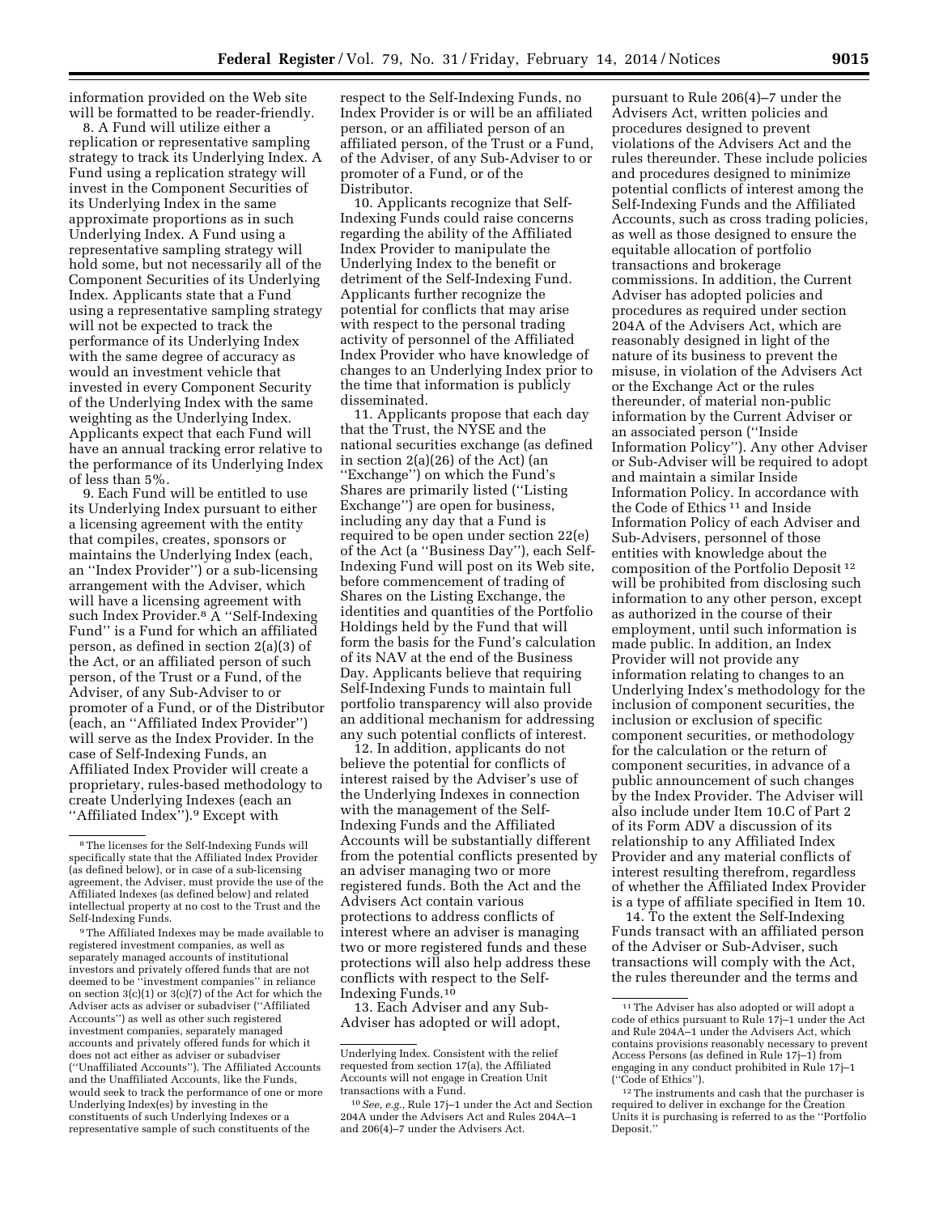information provided on the Web site will be formatted to be reader-friendly.

8. A Fund will utilize either a replication or representative sampling strategy to track its Underlying Index. A Fund using a replication strategy will invest in the Component Securities of its Underlying Index in the same approximate proportions as in such Underlying Index. A Fund using a representative sampling strategy will hold some, but not necessarily all of the Component Securities of its Underlying Index. Applicants state that a Fund using a representative sampling strategy will not be expected to track the performance of its Underlying Index with the same degree of accuracy as would an investment vehicle that invested in every Component Security of the Underlying Index with the same weighting as the Underlying Index. Applicants expect that each Fund will have an annual tracking error relative to the performance of its Underlying Index of less than 5%.

9. Each Fund will be entitled to use its Underlying Index pursuant to either a licensing agreement with the entity that compiles, creates, sponsors or maintains the Underlying Index (each, an ''Index Provider'') or a sub-licensing arrangement with the Adviser, which will have a licensing agreement with such Index Provider.[8] A ''Self-Indexing Fund'' is a Fund for which an affiliated person, as defined in section 2(a)(3) of the Act, or an affiliated person of such person, of the Trust or a Fund, of the Adviser, of any Sub-Adviser to or promoter of a Fund, or of the Distributor (each, an ''Affiliated Index Provider'') will serve as the Index Provider. In the case of Self-Indexing Funds, an Affiliated Index Provider will create a proprietary, rules-based methodology to create Underlying Indexes (each an ''Affiliated Index'').[9] Except with respect to the Self-Indexing Funds, no Index Provider is or will be an affiliated person, or an affiliated person of an affiliated person, of the Trust or a Fund, of the Adviser, of any Sub-Adviser to or promoter of a Fund, or of the Distributor.

10. Applicants recognize that Self-Indexing Funds could raise concerns regarding the ability of the Affiliated Index Provider to manipulate the Underlying Index to the benefit or detriment of the Self-Indexing Fund. Applicants further recognize the potential for conflicts that may arise with respect to the personal trading activity of personnel of the Affiliated Index Provider who have knowledge of changes to an Underlying Index prior to the time that information is publicly disseminated.

11. Applicants propose that each day that the Trust, the NYSE and the national securities exchange (as defined in section 2(a)(26) of the Act) (an ''Exchange'') on which the Fund's Shares are primarily listed (''Listing Exchange'') are open for business, including any day that a Fund is required to be open under section 22(e) of the Act (a ''Business Day''), each Self-Indexing Fund will post on its Web site, before commencement of trading of Shares on the Listing Exchange, the identities and quantities of the Portfolio Holdings held by the Fund that will form the basis for the Fund's calculation of its NAV at the end of the Business Day. Applicants believe that requiring Self-Indexing Funds to maintain full portfolio transparency will also provide an additional mechanism for addressing any such potential conflicts of interest.

12. In addition, applicants do not believe the potential for conflicts of interest raised by the Adviser's use of the Underlying Indexes in connection with the management of the Self-Indexing Funds and the Affiliated Accounts will be substantially different from the potential conflicts presented by an adviser managing two or more registered funds. Both the Act and the Advisers Act contain various protections to address conflicts of interest where an adviser is managing two or more registered funds and these protections will also help address these conflicts with respect to the Self-Indexing Funds.[10]

13. Each Adviser and any Sub-Adviser has adopted or will adopt, pursuant to Rule 206(4)–7 under the Advisers Act, written policies and procedures designed to prevent violations of the Advisers Act and the rules thereunder. These include policies and procedures designed to minimize potential conflicts of interest among the Self-Indexing Funds and the Affiliated Accounts, such as cross trading policies, as well as those designed to ensure the equitable allocation of portfolio transactions and brokerage commissions. In addition, the Current Adviser has adopted policies and procedures as required under section 204A of the Advisers Act, which are reasonably designed in light of the nature of its business to prevent the misuse, in violation of the Advisers Act or the Exchange Act or the rules thereunder, of material non-public information by the Current Adviser or an associated person (''Inside Information Policy''). Any other Adviser or Sub-Adviser will be required to adopt and maintain a similar Inside Information Policy. In accordance with the Code of Ethics[11] and Inside Information Policy of each Adviser and Sub-Advisers, personnel of those entities with knowledge about the composition of the Portfolio Deposit[12] will be prohibited from disclosing such information to any other person, except as authorized in the course of their employment, until such information is made public. In addition, an Index Provider will not provide any information relating to changes to an Underlying Index's methodology for the inclusion of component securities, the inclusion or exclusion of specific component securities, or methodology for the calculation or the return of component securities, in advance of a public announcement of such changes by the Index Provider. The Adviser will also include under Item 10.C of Part 2 of its Form ADV a discussion of its relationship to any Affiliated Index Provider and any material conflicts of interest resulting therefrom, regardless of whether the Affiliated Index Provider is a type of affiliate specified in Item 10.

14. To the extent the Self-Indexing Funds transact with an affiliated person of the Adviser or Sub-Adviser, such transactions will comply with the Act, the rules thereunder and the terms and

---

[8] The licenses for the Self-Indexing Funds will specifically state that the Affiliated Index Provider (as defined below), or in case of a sub-licensing agreement, the Adviser, must provide the use of the Affiliated Indexes (as defined below) and related intellectual property at no cost to the Trust and the Self-Indexing Funds.

[9] The Affiliated Indexes may be made available to registered investment companies, as well as separately managed accounts of institutional investors and privately offered funds that are not deemed to be ''investment companies'' in reliance on section 3(c)(1) or 3(c)(7) of the Act for which the Adviser acts as adviser or subadviser (''Affiliated Accounts'') as well as other such registered investment companies, separately managed accounts and privately offered funds for which it does not act either as adviser or subadviser (''Unaffiliated Accounts''). The Affiliated Accounts and the Unaffiliated Accounts, like the Funds, would seek to track the performance of one or more Underlying Index(es) by investing in the constituents of such Underlying Indexes or a representative sample of such constituents of the Underlying Index. Consistent with the relief requested from section 17(a), the Affiliated Accounts will not engage in Creation Unit transactions with a Fund.

[10] *See, e.g.,* Rule 17j–1 under the Act and Section 204A under the Advisers Act and Rules 204A–1 and 206(4)–7 under the Advisers Act.

[11] The Adviser has also adopted or will adopt a code of ethics pursuant to Rule 17j–1 under the Act and Rule 204A–1 under the Advisers Act, which contains provisions reasonably necessary to prevent Access Persons (as defined in Rule 17j–1) from engaging in any conduct prohibited in Rule 17j–1 (''Code of Ethics'').

[12] The instruments and cash that the purchaser is required to deliver in exchange for the Creation Units it is purchasing is referred to as the ''Portfolio Deposit.''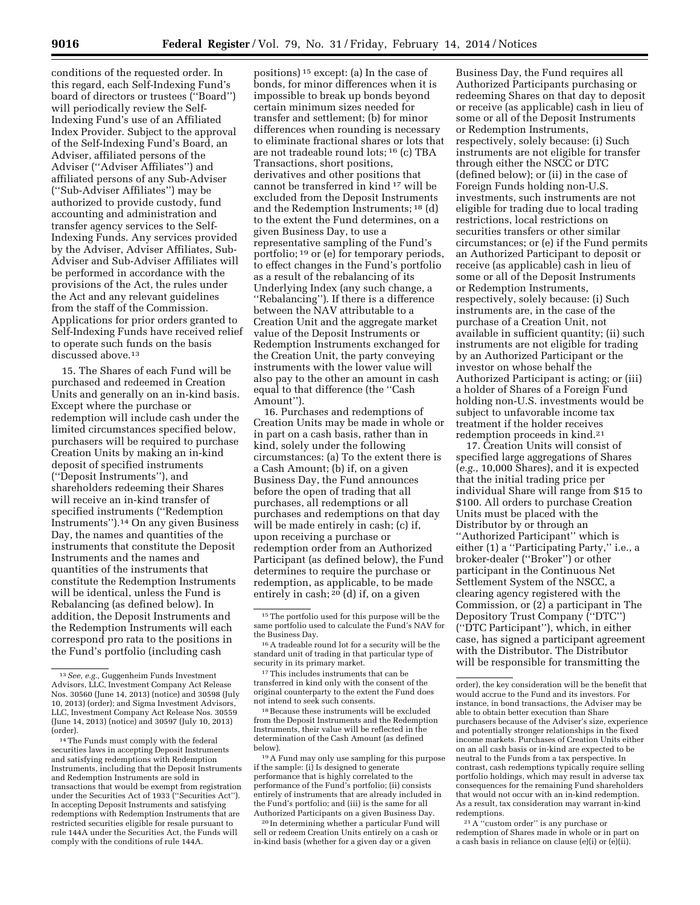conditions of the requested order. In this regard, each Self-Indexing Fund's board of directors or trustees (''Board'') will periodically review the Self-Indexing Fund's use of an Affiliated Index Provider. Subject to the approval of the Self-Indexing Fund's Board, an Adviser, affiliated persons of the Adviser (''Adviser Affiliates'') and affiliated persons of any Sub-Adviser (''Sub-Adviser Affiliates'') may be authorized to provide custody, fund accounting and administration and transfer agency services to the Self-Indexing Funds. Any services provided by the Adviser, Adviser Affiliates, Sub-Adviser and Sub-Adviser Affiliates will be performed in accordance with the provisions of the Act, the rules under the Act and any relevant guidelines from the staff of the Commission. Applications for prior orders granted to Self-Indexing Funds have received relief to operate such funds on the basis discussed above.[13]

15. The Shares of each Fund will be purchased and redeemed in Creation Units and generally on an in-kind basis. Except where the purchase or redemption will include cash under the limited circumstances specified below, purchasers will be required to purchase Creation Units by making an in-kind deposit of specified instruments (''Deposit Instruments''), and shareholders redeeming their Shares will receive an in-kind transfer of specified instruments (''Redemption Instruments'').[14] On any given Business Day, the names and quantities of the instruments that constitute the Deposit Instruments and the names and quantities of the instruments that constitute the Redemption Instruments will be identical, unless the Fund is Rebalancing (as defined below). In addition, the Deposit Instruments and the Redemption Instruments will each correspond pro rata to the positions in the Fund's portfolio (including cash positions)[15] except: (a) In the case of bonds, for minor differences when it is impossible to break up bonds beyond certain minimum sizes needed for transfer and settlement; (b) for minor differences when rounding is necessary to eliminate fractional shares or lots that are not tradeable round lots;[16] (c) TBA Transactions, short positions, derivatives and other positions that cannot be transferred in kind[17] will be excluded from the Deposit Instruments and the Redemption Instruments;[18] (d) to the extent the Fund determines, on a given Business Day, to use a representative sampling of the Fund's portfolio;[19] or (e) for temporary periods, to effect changes in the Fund's portfolio as a result of the rebalancing of its Underlying Index (any such change, a ''Rebalancing''). If there is a difference between the NAV attributable to a Creation Unit and the aggregate market value of the Deposit Instruments or Redemption Instruments exchanged for the Creation Unit, the party conveying instruments with the lower value will also pay to the other an amount in cash equal to that difference (the ''Cash Amount'').

16. Purchases and redemptions of Creation Units may be made in whole or in part on a cash basis, rather than in kind, solely under the following circumstances: (a) To the extent there is a Cash Amount; (b) if, on a given Business Day, the Fund announces before the open of trading that all purchases, all redemptions or all purchases and redemptions on that day will be made entirely in cash; (c) if, upon receiving a purchase or redemption order from an Authorized Participant (as defined below), the Fund determines to require the purchase or redemption, as applicable, to be made entirely in cash;[20] (d) if, on a given Business Day, the Fund requires all Authorized Participants purchasing or redeeming Shares on that day to deposit or receive (as applicable) cash in lieu of some or all of the Deposit Instruments or Redemption Instruments, respectively, solely because: (i) Such instruments are not eligible for transfer through either the NSCC or DTC (defined below); or (ii) in the case of Foreign Funds holding non-U.S. investments, such instruments are not eligible for trading due to local trading restrictions, local restrictions on securities transfers or other similar circumstances; or (e) if the Fund permits an Authorized Participant to deposit or receive (as applicable) cash in lieu of some or all of the Deposit Instruments or Redemption Instruments, respectively, solely because: (i) Such instruments are, in the case of the purchase of a Creation Unit, not available in sufficient quantity; (ii) such instruments are not eligible for trading by an Authorized Participant or the investor on whose behalf the Authorized Participant is acting; or (iii) a holder of Shares of a Foreign Fund holding non-U.S. investments would be subject to unfavorable income tax treatment if the holder receives redemption proceeds in kind.[21]

17. Creation Units will consist of specified large aggregations of Shares (*e.g.,* 10,000 Shares), and it is expected that the initial trading price per individual Share will range from $15 to $100. All orders to purchase Creation Units must be placed with the Distributor by or through an ''Authorized Participant'' which is either (1) a ''Participating Party,'' i.e., a broker-dealer (''Broker'') or other participant in the Continuous Net Settlement System of the NSCC, a clearing agency registered with the Commission, or (2) a participant in The Depository Trust Company (''DTC'') (''DTC Participant''), which, in either case, has signed a participant agreement with the Distributor. The Distributor will be responsible for transmitting the

---

[13] *See, e.g.,* Guggenheim Funds Investment Advisors, LLC, Investment Company Act Release Nos. 30560 (June 14, 2013) (notice) and 30598 (July 10, 2013) (order); and Sigma Investment Advisors, LLC, Investment Company Act Release Nos. 30559 (June 14, 2013) (notice) and 30597 (July 10, 2013) (order).

[14] The Funds must comply with the federal securities laws in accepting Deposit Instruments and satisfying redemptions with Redemption Instruments, including that the Deposit Instruments and Redemption Instruments are sold in transactions that would be exempt from registration under the Securities Act of 1933 (''Securities Act''). In accepting Deposit Instruments and satisfying redemptions with Redemption Instruments that are restricted securities eligible for resale pursuant to rule 144A under the Securities Act, the Funds will comply with the conditions of rule 144A.

[15] The portfolio used for this purpose will be the same portfolio used to calculate the Fund's NAV for the Business Day.

[16] A tradeable round lot for a security will be the standard unit of trading in that particular type of security in its primary market.

[17] This includes instruments that can be transferred in kind only with the consent of the original counterparty to the extent the Fund does not intend to seek such consents.

[18] Because these instruments will be excluded from the Deposit Instruments and the Redemption Instruments, their value will be reflected in the determination of the Cash Amount (as defined below).

[19] A Fund may only use sampling for this purpose if the sample: (i) Is designed to generate performance that is highly correlated to the performance of the Fund's portfolio; (ii) consists entirely of instruments that are already included in the Fund's portfolio; and (iii) is the same for all Authorized Participants on a given Business Day.

[20] In determining whether a particular Fund will sell or redeem Creation Units entirely on a cash or in-kind basis (whether for a given day or a given order), the key consideration will be the benefit that would accrue to the Fund and its investors. For instance, in bond transactions, the Adviser may be able to obtain better execution than Share purchasers because of the Adviser's size, experience and potentially stronger relationships in the fixed income markets. Purchases of Creation Units either on an all cash basis or in-kind are expected to be neutral to the Funds from a tax perspective. In contrast, cash redemptions typically require selling portfolio holdings, which may result in adverse tax consequences for the remaining Fund shareholders that would not occur with an in-kind redemption. As a result, tax consideration may warrant in-kind redemptions.

[21] A ''custom order'' is any purchase or redemption of Shares made in whole or in part on a cash basis in reliance on clause (e)(i) or (e)(ii).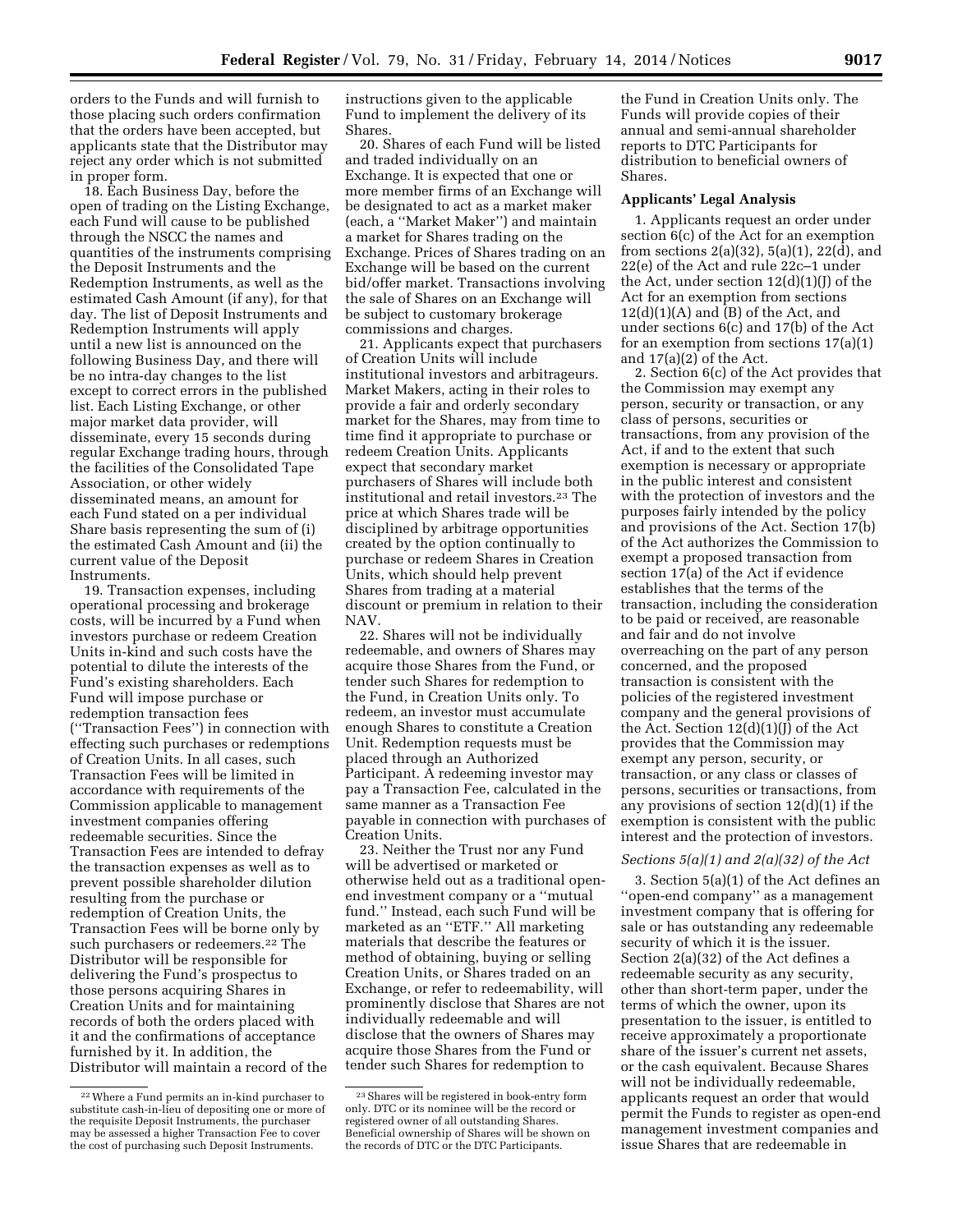orders to the Funds and will furnish to those placing such orders confirmation that the orders have been accepted, but applicants state that the Distributor may reject any order which is not submitted in proper form.

18. Each Business Day, before the open of trading on the Listing Exchange, each Fund will cause to be published through the NSCC the names and quantities of the instruments comprising the Deposit Instruments and the Redemption Instruments, as well as the estimated Cash Amount (if any), for that day. The list of Deposit Instruments and Redemption Instruments will apply until a new list is announced on the following Business Day, and there will be no intra-day changes to the list except to correct errors in the published list. Each Listing Exchange, or other major market data provider, will disseminate, every 15 seconds during regular Exchange trading hours, through the facilities of the Consolidated Tape Association, or other widely disseminated means, an amount for each Fund stated on a per individual Share basis representing the sum of (i) the estimated Cash Amount and (ii) the current value of the Deposit Instruments.

19. Transaction expenses, including operational processing and brokerage costs, will be incurred by a Fund when investors purchase or redeem Creation Units in-kind and such costs have the potential to dilute the interests of the Fund's existing shareholders. Each Fund will impose purchase or redemption transaction fees (''Transaction Fees'') in connection with effecting such purchases or redemptions of Creation Units. In all cases, such Transaction Fees will be limited in accordance with requirements of the Commission applicable to management investment companies offering redeemable securities. Since the Transaction Fees are intended to defray the transaction expenses as well as to prevent possible shareholder dilution resulting from the purchase or redemption of Creation Units, the Transaction Fees will be borne only by such purchasers or redeemers.[22] The Distributor will be responsible for delivering the Fund's prospectus to those persons acquiring Shares in Creation Units and for maintaining records of both the orders placed with it and the confirmations of acceptance furnished by it. In addition, the Distributor will maintain a record of the instructions given to the applicable Fund to implement the delivery of its Shares.

20. Shares of each Fund will be listed and traded individually on an Exchange. It is expected that one or more member firms of an Exchange will be designated to act as a market maker (each, a ''Market Maker'') and maintain a market for Shares trading on the Exchange. Prices of Shares trading on an Exchange will be based on the current bid/offer market. Transactions involving the sale of Shares on an Exchange will be subject to customary brokerage commissions and charges.

21. Applicants expect that purchasers of Creation Units will include institutional investors and arbitrageurs. Market Makers, acting in their roles to provide a fair and orderly secondary market for the Shares, may from time to time find it appropriate to purchase or redeem Creation Units. Applicants expect that secondary market purchasers of Shares will include both institutional and retail investors.[23] The price at which Shares trade will be disciplined by arbitrage opportunities created by the option continually to purchase or redeem Shares in Creation Units, which should help prevent Shares from trading at a material discount or premium in relation to their NAV.

22. Shares will not be individually redeemable, and owners of Shares may acquire those Shares from the Fund, or tender such Shares for redemption to the Fund, in Creation Units only. To redeem, an investor must accumulate enough Shares to constitute a Creation Unit. Redemption requests must be placed through an Authorized Participant. A redeeming investor may pay a Transaction Fee, calculated in the same manner as a Transaction Fee payable in connection with purchases of Creation Units.

23. Neither the Trust nor any Fund will be advertised or marketed or otherwise held out as a traditional open-end investment company or a ''mutual fund.'' Instead, each such Fund will be marketed as an ''ETF.'' All marketing materials that describe the features or method of obtaining, buying or selling Creation Units, or Shares traded on an Exchange, or refer to redeemability, will prominently disclose that Shares are not individually redeemable and will disclose that the owners of Shares may acquire those Shares from the Fund or tender such Shares for redemption to the Fund in Creation Units only. The Funds will provide copies of their annual and semi-annual shareholder reports to DTC Participants for distribution to beneficial owners of Shares.

**Applicants' Legal Analysis**

1. Applicants request an order under section 6(c) of the Act for an exemption from sections 2(a)(32), 5(a)(1), 22(d), and 22(e) of the Act and rule 22c–1 under the Act, under section 12(d)(1)(J) of the Act for an exemption from sections 12(d)(1)(A) and (B) of the Act, and under sections 6(c) and 17(b) of the Act for an exemption from sections 17(a)(1) and 17(a)(2) of the Act.

2. Section 6(c) of the Act provides that the Commission may exempt any person, security or transaction, or any class of persons, securities or transactions, from any provision of the Act, if and to the extent that such exemption is necessary or appropriate in the public interest and consistent with the protection of investors and the purposes fairly intended by the policy and provisions of the Act. Section 17(b) of the Act authorizes the Commission to exempt a proposed transaction from section 17(a) of the Act if evidence establishes that the terms of the transaction, including the consideration to be paid or received, are reasonable and fair and do not involve overreaching on the part of any person concerned, and the proposed transaction is consistent with the policies of the registered investment company and the general provisions of the Act. Section 12(d)(1)(J) of the Act provides that the Commission may exempt any person, security, or transaction, or any class or classes of persons, securities or transactions, from any provisions of section 12(d)(1) if the exemption is consistent with the public interest and the protection of investors.

*Sections 5(a)(1) and 2(a)(32) of the Act*

3. Section 5(a)(1) of the Act defines an ''open-end company'' as a management investment company that is offering for sale or has outstanding any redeemable security of which it is the issuer. Section 2(a)(32) of the Act defines a redeemable security as any security, other than short-term paper, under the terms of which the owner, upon its presentation to the issuer, is entitled to receive approximately a proportionate share of the issuer's current net assets, or the cash equivalent. Because Shares will not be individually redeemable, applicants request an order that would permit the Funds to register as open-end management investment companies and issue Shares that are redeemable in

---

[22] Where a Fund permits an in-kind purchaser to substitute cash-in-lieu of depositing one or more of the requisite Deposit Instruments, the purchaser may be assessed a higher Transaction Fee to cover the cost of purchasing such Deposit Instruments.

[23] Shares will be registered in book-entry form only. DTC or its nominee will be the record or registered owner of all outstanding Shares. Beneficial ownership of Shares will be shown on the records of DTC or the DTC Participants.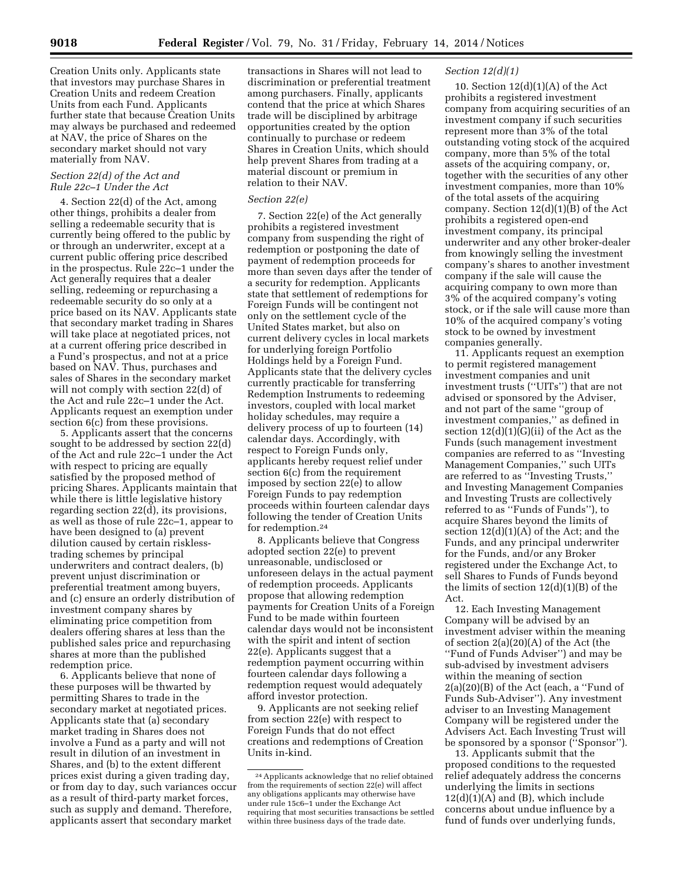Creation Units only. Applicants state that investors may purchase Shares in Creation Units and redeem Creation Units from each Fund. Applicants further state that because Creation Units may always be purchased and redeemed at NAV, the price of Shares on the secondary market should not vary materially from NAV.

*Section 22(d) of the Act and Rule 22c–1 Under the Act*

4. Section 22(d) of the Act, among other things, prohibits a dealer from selling a redeemable security that is currently being offered to the public by or through an underwriter, except at a current public offering price described in the prospectus. Rule 22c–1 under the Act generally requires that a dealer selling, redeeming or repurchasing a redeemable security do so only at a price based on its NAV. Applicants state that secondary market trading in Shares will take place at negotiated prices, not at a current offering price described in a Fund's prospectus, and not at a price based on NAV. Thus, purchases and sales of Shares in the secondary market will not comply with section 22(d) of the Act and rule 22c–1 under the Act. Applicants request an exemption under section 6(c) from these provisions.

5. Applicants assert that the concerns sought to be addressed by section 22(d) of the Act and rule 22c–1 under the Act with respect to pricing are equally satisfied by the proposed method of pricing Shares. Applicants maintain that while there is little legislative history regarding section 22(d), its provisions, as well as those of rule 22c–1, appear to have been designed to (a) prevent dilution caused by certain riskless-trading schemes by principal underwriters and contract dealers, (b) prevent unjust discrimination or preferential treatment among buyers, and (c) ensure an orderly distribution of investment company shares by eliminating price competition from dealers offering shares at less than the published sales price and repurchasing shares at more than the published redemption price.

6. Applicants believe that none of these purposes will be thwarted by permitting Shares to trade in the secondary market at negotiated prices. Applicants state that (a) secondary market trading in Shares does not involve a Fund as a party and will not result in dilution of an investment in Shares, and (b) to the extent different prices exist during a given trading day, or from day to day, such variances occur as a result of third-party market forces, such as supply and demand. Therefore, applicants assert that secondary market transactions in Shares will not lead to discrimination or preferential treatment among purchasers. Finally, applicants contend that the price at which Shares trade will be disciplined by arbitrage opportunities created by the option continually to purchase or redeem Shares in Creation Units, which should help prevent Shares from trading at a material discount or premium in relation to their NAV.

*Section 22(e)*

7. Section 22(e) of the Act generally prohibits a registered investment company from suspending the right of redemption or postponing the date of payment of redemption proceeds for more than seven days after the tender of a security for redemption. Applicants state that settlement of redemptions for Foreign Funds will be contingent not only on the settlement cycle of the United States market, but also on current delivery cycles in local markets for underlying foreign Portfolio Holdings held by a Foreign Fund. Applicants state that the delivery cycles currently practicable for transferring Redemption Instruments to redeeming investors, coupled with local market holiday schedules, may require a delivery process of up to fourteen (14) calendar days. Accordingly, with respect to Foreign Funds only, applicants hereby request relief under section 6(c) from the requirement imposed by section 22(e) to allow Foreign Funds to pay redemption proceeds within fourteen calendar days following the tender of Creation Units for redemption.[24]

8. Applicants believe that Congress adopted section 22(e) to prevent unreasonable, undisclosed or unforeseen delays in the actual payment of redemption proceeds. Applicants propose that allowing redemption payments for Creation Units of a Foreign Fund to be made within fourteen calendar days would not be inconsistent with the spirit and intent of section 22(e). Applicants suggest that a redemption payment occurring within fourteen calendar days following a redemption request would adequately afford investor protection.

9. Applicants are not seeking relief from section 22(e) with respect to Foreign Funds that do not effect creations and redemptions of Creation Units in-kind.

[24] Applicants acknowledge that no relief obtained from the requirements of section 22(e) will affect any obligations applicants may otherwise have under rule 15c6–1 under the Exchange Act requiring that most securities transactions be settled within three business days of the trade date.

*Section 12(d)(1)*

10. Section 12(d)(1)(A) of the Act prohibits a registered investment company from acquiring securities of an investment company if such securities represent more than 3% of the total outstanding voting stock of the acquired company, more than 5% of the total assets of the acquiring company, or, together with the securities of any other investment companies, more than 10% of the total assets of the acquiring company. Section 12(d)(1)(B) of the Act prohibits a registered open-end investment company, its principal underwriter and any other broker-dealer from knowingly selling the investment company's shares to another investment company if the sale will cause the acquiring company to own more than 3% of the acquired company's voting stock, or if the sale will cause more than 10% of the acquired company's voting stock to be owned by investment companies generally.

11. Applicants request an exemption to permit registered management investment companies and unit investment trusts ("UITs") that are not advised or sponsored by the Adviser, and not part of the same "group of investment companies," as defined in section 12(d)(1)(G)(ii) of the Act as the Funds (such management investment companies are referred to as "Investing Management Companies," such UITs are referred to as "Investing Trusts," and Investing Management Companies and Investing Trusts are collectively referred to as "Funds of Funds"), to acquire Shares beyond the limits of section 12(d)(1)(A) of the Act; and the Funds, and any principal underwriter for the Funds, and/or any Broker registered under the Exchange Act, to sell Shares to Funds of Funds beyond the limits of section 12(d)(1)(B) of the Act.

12. Each Investing Management Company will be advised by an investment adviser within the meaning of section 2(a)(20)(A) of the Act (the "Fund of Funds Adviser") and may be sub-advised by investment advisers within the meaning of section 2(a)(20)(B) of the Act (each, a "Fund of Funds Sub-Adviser"). Any investment adviser to an Investing Management Company will be registered under the Advisers Act. Each Investing Trust will be sponsored by a sponsor ("Sponsor").

13. Applicants submit that the proposed conditions to the requested relief adequately address the concerns underlying the limits in sections 12(d)(1)(A) and (B), which include concerns about undue influence by a fund of funds over underlying funds,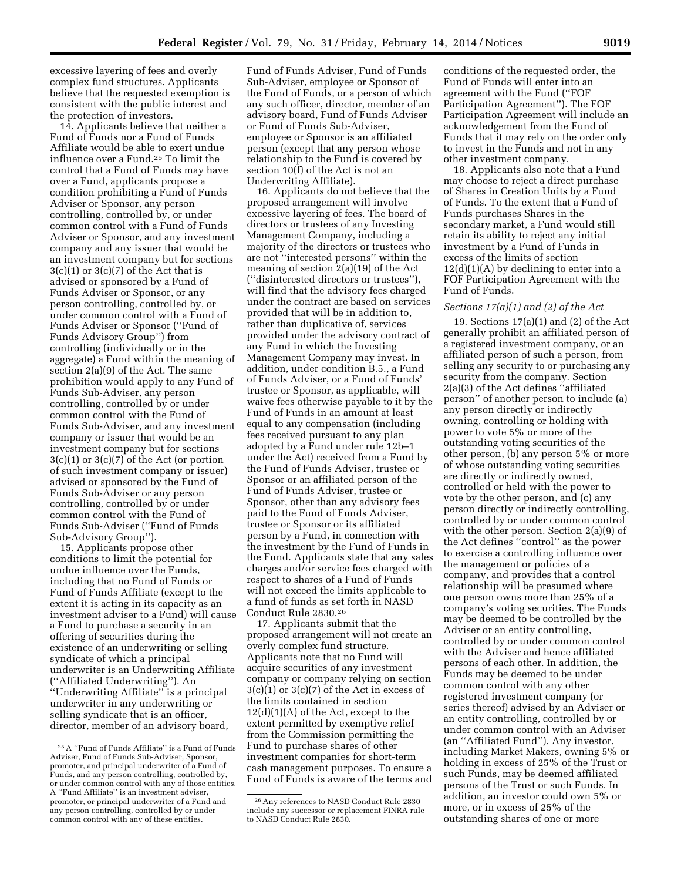excessive layering of fees and overly complex fund structures. Applicants believe that the requested exemption is consistent with the public interest and the protection of investors.

14. Applicants believe that neither a Fund of Funds nor a Fund of Funds Affiliate would be able to exert undue influence over a Fund.[25] To limit the control that a Fund of Funds may have over a Fund, applicants propose a condition prohibiting a Fund of Funds Adviser or Sponsor, any person controlling, controlled by, or under common control with a Fund of Funds Adviser or Sponsor, and any investment company and any issuer that would be an investment company but for sections 3(c)(1) or 3(c)(7) of the Act that is advised or sponsored by a Fund of Funds Adviser or Sponsor, or any person controlling, controlled by, or under common control with a Fund of Funds Adviser or Sponsor (''Fund of Funds Advisory Group'') from controlling (individually or in the aggregate) a Fund within the meaning of section 2(a)(9) of the Act. The same prohibition would apply to any Fund of Funds Sub-Adviser, any person controlling, controlled by or under common control with the Fund of Funds Sub-Adviser, and any investment company or issuer that would be an investment company but for sections 3(c)(1) or 3(c)(7) of the Act (or portion of such investment company or issuer) advised or sponsored by the Fund of Funds Sub-Adviser or any person controlling, controlled by or under common control with the Fund of Funds Sub-Adviser (''Fund of Funds Sub-Advisory Group'').

15. Applicants propose other conditions to limit the potential for undue influence over the Funds, including that no Fund of Funds or Fund of Funds Affiliate (except to the extent it is acting in its capacity as an investment adviser to a Fund) will cause a Fund to purchase a security in an offering of securities during the existence of an underwriting or selling syndicate of which a principal underwriter is an Underwriting Affiliate (''Affiliated Underwriting''). An ''Underwriting Affiliate'' is a principal underwriter in any underwriting or selling syndicate that is an officer, director, member of an advisory board, Fund of Funds Adviser, Fund of Funds Sub-Adviser, employee or Sponsor of the Fund of Funds, or a person of which any such officer, director, member of an advisory board, Fund of Funds Adviser or Fund of Funds Sub-Adviser, employee or Sponsor is an affiliated person (except that any person whose relationship to the Fund is covered by section 10(f) of the Act is not an Underwriting Affiliate).

16. Applicants do not believe that the proposed arrangement will involve excessive layering of fees. The board of directors or trustees of any Investing Management Company, including a majority of the directors or trustees who are not ''interested persons'' within the meaning of section 2(a)(19) of the Act (''disinterested directors or trustees''), will find that the advisory fees charged under the contract are based on services provided that will be in addition to, rather than duplicative of, services provided under the advisory contract of any Fund in which the Investing Management Company may invest. In addition, under condition B.5., a Fund of Funds Adviser, or a Fund of Funds' trustee or Sponsor, as applicable, will waive fees otherwise payable to it by the Fund of Funds in an amount at least equal to any compensation (including fees received pursuant to any plan adopted by a Fund under rule 12b–1 under the Act) received from a Fund by the Fund of Funds Adviser, trustee or Sponsor or an affiliated person of the Fund of Funds Adviser, trustee or Sponsor, other than any advisory fees paid to the Fund of Funds Adviser, trustee or Sponsor or its affiliated person by a Fund, in connection with the investment by the Fund of Funds in the Fund. Applicants state that any sales charges and/or service fees charged with respect to shares of a Fund of Funds will not exceed the limits applicable to a fund of funds as set forth in NASD Conduct Rule 2830.[26]

17. Applicants submit that the proposed arrangement will not create an overly complex fund structure. Applicants note that no Fund will acquire securities of any investment company or company relying on section 3(c)(1) or 3(c)(7) of the Act in excess of the limits contained in section 12(d)(1)(A) of the Act, except to the extent permitted by exemptive relief from the Commission permitting the Fund to purchase shares of other investment companies for short-term cash management purposes. To ensure a Fund of Funds is aware of the terms and conditions of the requested order, the Fund of Funds will enter into an agreement with the Fund (''FOF Participation Agreement''). The FOF Participation Agreement will include an acknowledgement from the Fund of Funds that it may rely on the order only to invest in the Funds and not in any other investment company.

18. Applicants also note that a Fund may choose to reject a direct purchase of Shares in Creation Units by a Fund of Funds. To the extent that a Fund of Funds purchases Shares in the secondary market, a Fund would still retain its ability to reject any initial investment by a Fund of Funds in excess of the limits of section 12(d)(1)(A) by declining to enter into a FOF Participation Agreement with the Fund of Funds.

*Sections 17(a)(1) and (2) of the Act*

19. Sections 17(a)(1) and (2) of the Act generally prohibit an affiliated person of a registered investment company, or an affiliated person of such a person, from selling any security to or purchasing any security from the company. Section 2(a)(3) of the Act defines ''affiliated person'' of another person to include (a) any person directly or indirectly owning, controlling or holding with power to vote 5% or more of the outstanding voting securities of the other person, (b) any person 5% or more of whose outstanding voting securities are directly or indirectly owned, controlled or held with the power to vote by the other person, and (c) any person directly or indirectly controlling, controlled by or under common control with the other person. Section 2(a)(9) of the Act defines ''control'' as the power to exercise a controlling influence over the management or policies of a company, and provides that a control relationship will be presumed where one person owns more than 25% of a company's voting securities. The Funds may be deemed to be controlled by the Adviser or an entity controlling, controlled by or under common control with the Adviser and hence affiliated persons of each other. In addition, the Funds may be deemed to be under common control with any other registered investment company (or series thereof) advised by an Adviser or an entity controlling, controlled by or under common control with an Adviser (an ''Affiliated Fund''). Any investor, including Market Makers, owning 5% or holding in excess of 25% of the Trust or such Funds, may be deemed affiliated persons of the Trust or such Funds. In addition, an investor could own 5% or more, or in excess of 25% of the outstanding shares of one or more

[25] A ''Fund of Funds Affiliate'' is a Fund of Funds Adviser, Fund of Funds Sub-Adviser, Sponsor, promoter, and principal underwriter of a Fund of Funds, and any person controlling, controlled by, or under common control with any of those entities. A ''Fund Affiliate'' is an investment adviser, promoter, or principal underwriter of a Fund and any person controlling, controlled by or under common control with any of these entities.

[26] Any references to NASD Conduct Rule 2830 include any successor or replacement FINRA rule to NASD Conduct Rule 2830.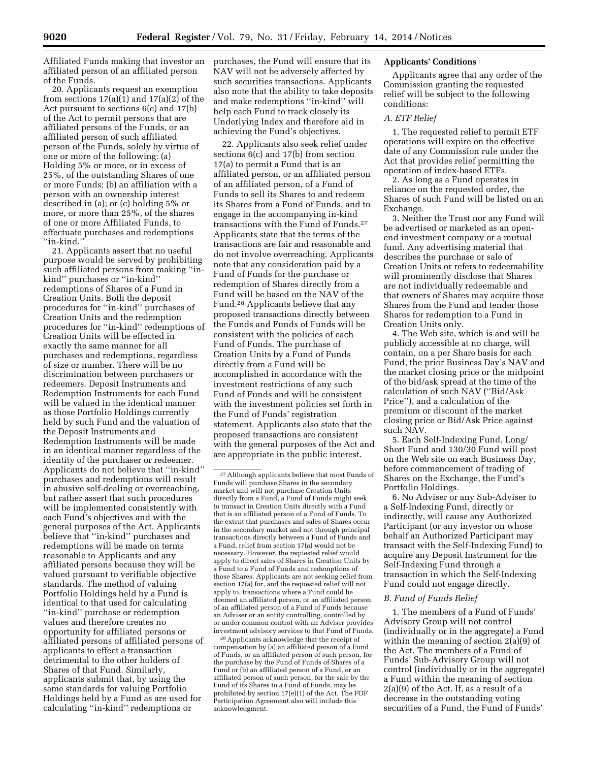Affiliated Funds making that investor an affiliated person of an affiliated person of the Funds.

20. Applicants request an exemption from sections 17(a)(1) and 17(a)(2) of the Act pursuant to sections 6(c) and 17(b) of the Act to permit persons that are affiliated persons of the Funds, or an affiliated person of such affiliated person of the Funds, solely by virtue of one or more of the following: (a) Holding 5% or more, or in excess of 25%, of the outstanding Shares of one or more Funds; (b) an affiliation with a person with an ownership interest described in (a); or (c) holding 5% or more, or more than 25%, of the shares of one or more Affiliated Funds, to effectuate purchases and redemptions ''in-kind.''

21. Applicants assert that no useful purpose would be served by prohibiting such affiliated persons from making ''in-kind'' purchases or ''in-kind'' redemptions of Shares of a Fund in Creation Units. Both the deposit procedures for ''in-kind'' purchases of Creation Units and the redemption procedures for ''in-kind'' redemptions of Creation Units will be effected in exactly the same manner for all purchases and redemptions, regardless of size or number. There will be no discrimination between purchasers or redeemers. Deposit Instruments and Redemption Instruments for each Fund will be valued in the identical manner as those Portfolio Holdings currently held by such Fund and the valuation of the Deposit Instruments and Redemption Instruments will be made in an identical manner regardless of the identity of the purchaser or redeemer. Applicants do not believe that ''in-kind'' purchases and redemptions will result in abusive self-dealing or overreaching, but rather assert that such procedures will be implemented consistently with each Fund's objectives and with the general purposes of the Act. Applicants believe that ''in-kind'' purchases and redemptions will be made on terms reasonable to Applicants and any affiliated persons because they will be valued pursuant to verifiable objective standards. The method of valuing Portfolio Holdings held by a Fund is identical to that used for calculating ''in-kind'' purchase or redemption values and therefore creates no opportunity for affiliated persons or affiliated persons of affiliated persons of applicants to effect a transaction detrimental to the other holders of Shares of that Fund. Similarly, applicants submit that, by using the same standards for valuing Portfolio Holdings held by a Fund as are used for calculating ''in-kind'' redemptions or purchases, the Fund will ensure that its NAV will not be adversely affected by such securities transactions. Applicants also note that the ability to take deposits and make redemptions ''in-kind'' will help each Fund to track closely its Underlying Index and therefore aid in achieving the Fund's objectives.

22. Applicants also seek relief under sections 6(c) and 17(b) from section 17(a) to permit a Fund that is an affiliated person, or an affiliated person of an affiliated person, of a Fund of Funds to sell its Shares to and redeem its Shares from a Fund of Funds, and to engage in the accompanying in-kind transactions with the Fund of Funds.[27] Applicants state that the terms of the transactions are fair and reasonable and do not involve overreaching. Applicants note that any consideration paid by a Fund of Funds for the purchase or redemption of Shares directly from a Fund will be based on the NAV of the Fund.[28] Applicants believe that any proposed transactions directly between the Funds and Funds of Funds will be consistent with the policies of each Fund of Funds. The purchase of Creation Units by a Fund of Funds directly from a Fund will be accomplished in accordance with the investment restrictions of any such Fund of Funds and will be consistent with the investment policies set forth in the Fund of Funds' registration statement. Applicants also state that the proposed transactions are consistent with the general purposes of the Act and are appropriate in the public interest.

[27] Although applicants believe that most Funds of Funds will purchase Shares in the secondary market and will not purchase Creation Units directly from a Fund, a Fund of Funds might seek to transact in Creation Units directly with a Fund that is an affiliated person of a Fund of Funds. To the extent that purchases and sales of Shares occur in the secondary market and not through principal transactions directly between a Fund of Funds and a Fund, relief from section 17(a) would not be necessary. However, the requested relief would apply to direct sales of Shares in Creation Units by a Fund to a Fund of Funds and redemptions of those Shares. Applicants are not seeking relief from section 17(a) for, and the requested relief will not apply to, transactions where a Fund could be deemed an affiliated person, or an affiliated person of an affiliated person of a Fund of Funds because an Adviser or an entity controlling, controlled by or under common control with an Adviser provides investment advisory services to that Fund of Funds.

[28] Applicants acknowledge that the receipt of compensation by (a) an affiliated person of a Fund of Funds, or an affiliated person of such person, for the purchase by the Fund of Funds of Shares of a Fund or (b) an affiliated person of a Fund, or an affiliated person of such person, for the sale by the Fund of its Shares to a Fund of Funds, may be prohibited by section 17(e)(1) of the Act. The FOF Participation Agreement also will include this acknowledgment.

## Applicants' Conditions

Applicants agree that any order of the Commission granting the requested relief will be subject to the following conditions:

### *A. ETF Relief*

1. The requested relief to permit ETF operations will expire on the effective date of any Commission rule under the Act that provides relief permitting the operation of index-based ETFs.

2. As long as a Fund operates in reliance on the requested order, the Shares of such Fund will be listed on an Exchange.

3. Neither the Trust nor any Fund will be advertised or marketed as an open-end investment company or a mutual fund. Any advertising material that describes the purchase or sale of Creation Units or refers to redeemability will prominently disclose that Shares are not individually redeemable and that owners of Shares may acquire those Shares from the Fund and tender those Shares for redemption to a Fund in Creation Units only.

4. The Web site, which is and will be publicly accessible at no charge, will contain, on a per Share basis for each Fund, the prior Business Day's NAV and the market closing price or the midpoint of the bid/ask spread at the time of the calculation of such NAV (''Bid/Ask Price''), and a calculation of the premium or discount of the market closing price or Bid/Ask Price against such NAV.

5. Each Self-Indexing Fund, Long/Short Fund and 130/30 Fund will post on the Web site on each Business Day, before commencement of trading of Shares on the Exchange, the Fund's Portfolio Holdings.

6. No Adviser or any Sub-Adviser to a Self-Indexing Fund, directly or indirectly, will cause any Authorized Participant (or any investor on whose behalf an Authorized Participant may transact with the Self-Indexing Fund) to acquire any Deposit Instrument for the Self-Indexing Fund through a transaction in which the Self-Indexing Fund could not engage directly.

### *B. Fund of Funds Relief*

1. The members of a Fund of Funds' Advisory Group will not control (individually or in the aggregate) a Fund within the meaning of section 2(a)(9) of the Act. The members of a Fund of Funds' Sub-Advisory Group will not control (individually or in the aggregate) a Fund within the meaning of section 2(a)(9) of the Act. If, as a result of a decrease in the outstanding voting securities of a Fund, the Fund of Funds'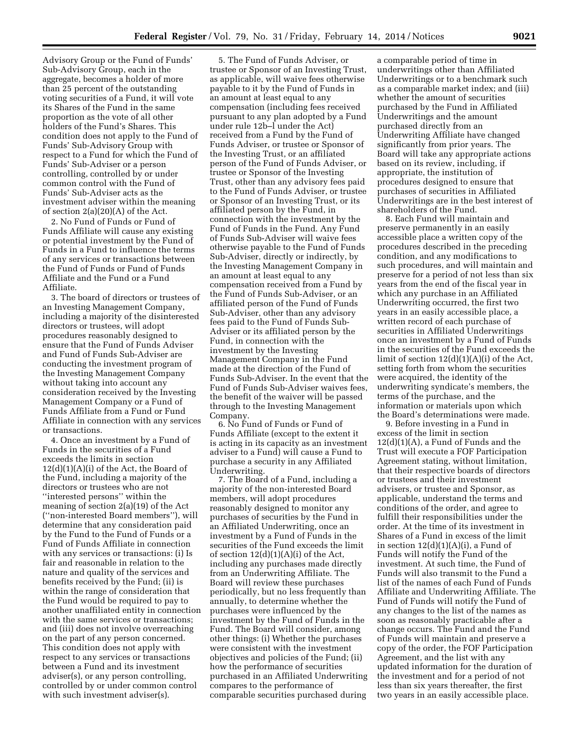Advisory Group or the Fund of Funds' Sub-Advisory Group, each in the aggregate, becomes a holder of more than 25 percent of the outstanding voting securities of a Fund, it will vote its Shares of the Fund in the same proportion as the vote of all other holders of the Fund's Shares. This condition does not apply to the Fund of Funds' Sub-Advisory Group with respect to a Fund for which the Fund of Funds' Sub-Adviser or a person controlling, controlled by or under common control with the Fund of Funds' Sub-Adviser acts as the investment adviser within the meaning of section 2(a)(20)(A) of the Act.

2. No Fund of Funds or Fund of Funds Affiliate will cause any existing or potential investment by the Fund of Funds in a Fund to influence the terms of any services or transactions between the Fund of Funds or Fund of Funds Affiliate and the Fund or a Fund Affiliate.

3. The board of directors or trustees of an Investing Management Company, including a majority of the disinterested directors or trustees, will adopt procedures reasonably designed to ensure that the Fund of Funds Adviser and Fund of Funds Sub-Adviser are conducting the investment program of the Investing Management Company without taking into account any consideration received by the Investing Management Company or a Fund of Funds Affiliate from a Fund or Fund Affiliate in connection with any services or transactions.

4. Once an investment by a Fund of Funds in the securities of a Fund exceeds the limits in section 12(d)(1)(A)(i) of the Act, the Board of the Fund, including a majority of the directors or trustees who are not "interested persons" within the meaning of section 2(a)(19) of the Act ("non-interested Board members"), will determine that any consideration paid by the Fund to the Fund of Funds or a Fund of Funds Affiliate in connection with any services or transactions: (i) Is fair and reasonable in relation to the nature and quality of the services and benefits received by the Fund; (ii) is within the range of consideration that the Fund would be required to pay to another unaffiliated entity in connection with the same services or transactions; and (iii) does not involve overreaching on the part of any person concerned. This condition does not apply with respect to any services or transactions between a Fund and its investment adviser(s), or any person controlling, controlled by or under common control with such investment adviser(s).

5. The Fund of Funds Adviser, or trustee or Sponsor of an Investing Trust, as applicable, will waive fees otherwise payable to it by the Fund of Funds in an amount at least equal to any compensation (including fees received pursuant to any plan adopted by a Fund under rule 12b–l under the Act) received from a Fund by the Fund of Funds Adviser, or trustee or Sponsor of the Investing Trust, or an affiliated person of the Fund of Funds Adviser, or trustee or Sponsor of the Investing Trust, other than any advisory fees paid to the Fund of Funds Adviser, or trustee or Sponsor of an Investing Trust, or its affiliated person by the Fund, in connection with the investment by the Fund of Funds in the Fund. Any Fund of Funds Sub-Adviser will waive fees otherwise payable to the Fund of Funds Sub-Adviser, directly or indirectly, by the Investing Management Company in an amount at least equal to any compensation received from a Fund by the Fund of Funds Sub-Adviser, or an affiliated person of the Fund of Funds Sub-Adviser, other than any advisory fees paid to the Fund of Funds Sub-Adviser or its affiliated person by the Fund, in connection with the investment by the Investing Management Company in the Fund made at the direction of the Fund of Funds Sub-Adviser. In the event that the Fund of Funds Sub-Adviser waives fees, the benefit of the waiver will be passed through to the Investing Management Company.

6. No Fund of Funds or Fund of Funds Affiliate (except to the extent it is acting in its capacity as an investment adviser to a Fund) will cause a Fund to purchase a security in any Affiliated Underwriting.

7. The Board of a Fund, including a majority of the non-interested Board members, will adopt procedures reasonably designed to monitor any purchases of securities by the Fund in an Affiliated Underwriting, once an investment by a Fund of Funds in the securities of the Fund exceeds the limit of section 12(d)(1)(A)(i) of the Act, including any purchases made directly from an Underwriting Affiliate. The Board will review these purchases periodically, but no less frequently than annually, to determine whether the purchases were influenced by the investment by the Fund of Funds in the Fund. The Board will consider, among other things: (i) Whether the purchases were consistent with the investment objectives and policies of the Fund; (ii) how the performance of securities purchased in an Affiliated Underwriting compares to the performance of comparable securities purchased during a comparable period of time in underwritings other than Affiliated Underwritings or to a benchmark such as a comparable market index; and (iii) whether the amount of securities purchased by the Fund in Affiliated Underwritings and the amount purchased directly from an Underwriting Affiliate have changed significantly from prior years. The Board will take any appropriate actions based on its review, including, if appropriate, the institution of procedures designed to ensure that purchases of securities in Affiliated Underwritings are in the best interest of shareholders of the Fund.

8. Each Fund will maintain and preserve permanently in an easily accessible place a written copy of the procedures described in the preceding condition, and any modifications to such procedures, and will maintain and preserve for a period of not less than six years from the end of the fiscal year in which any purchase in an Affiliated Underwriting occurred, the first two years in an easily accessible place, a written record of each purchase of securities in Affiliated Underwritings once an investment by a Fund of Funds in the securities of the Fund exceeds the limit of section 12(d)(1)(A)(i) of the Act, setting forth from whom the securities were acquired, the identity of the underwriting syndicate's members, the terms of the purchase, and the information or materials upon which the Board's determinations were made.

9. Before investing in a Fund in excess of the limit in section 12(d)(1)(A), a Fund of Funds and the Trust will execute a FOF Participation Agreement stating, without limitation, that their respective boards of directors or trustees and their investment advisers, or trustee and Sponsor, as applicable, understand the terms and conditions of the order, and agree to fulfill their responsibilities under the order. At the time of its investment in Shares of a Fund in excess of the limit in section 12(d)(1)(A)(i), a Fund of Funds will notify the Fund of the investment. At such time, the Fund of Funds will also transmit to the Fund a list of the names of each Fund of Funds Affiliate and Underwriting Affiliate. The Fund of Funds will notify the Fund of any changes to the list of the names as soon as reasonably practicable after a change occurs. The Fund and the Fund of Funds will maintain and preserve a copy of the order, the FOF Participation Agreement, and the list with any updated information for the duration of the investment and for a period of not less than six years thereafter, the first two years in an easily accessible place.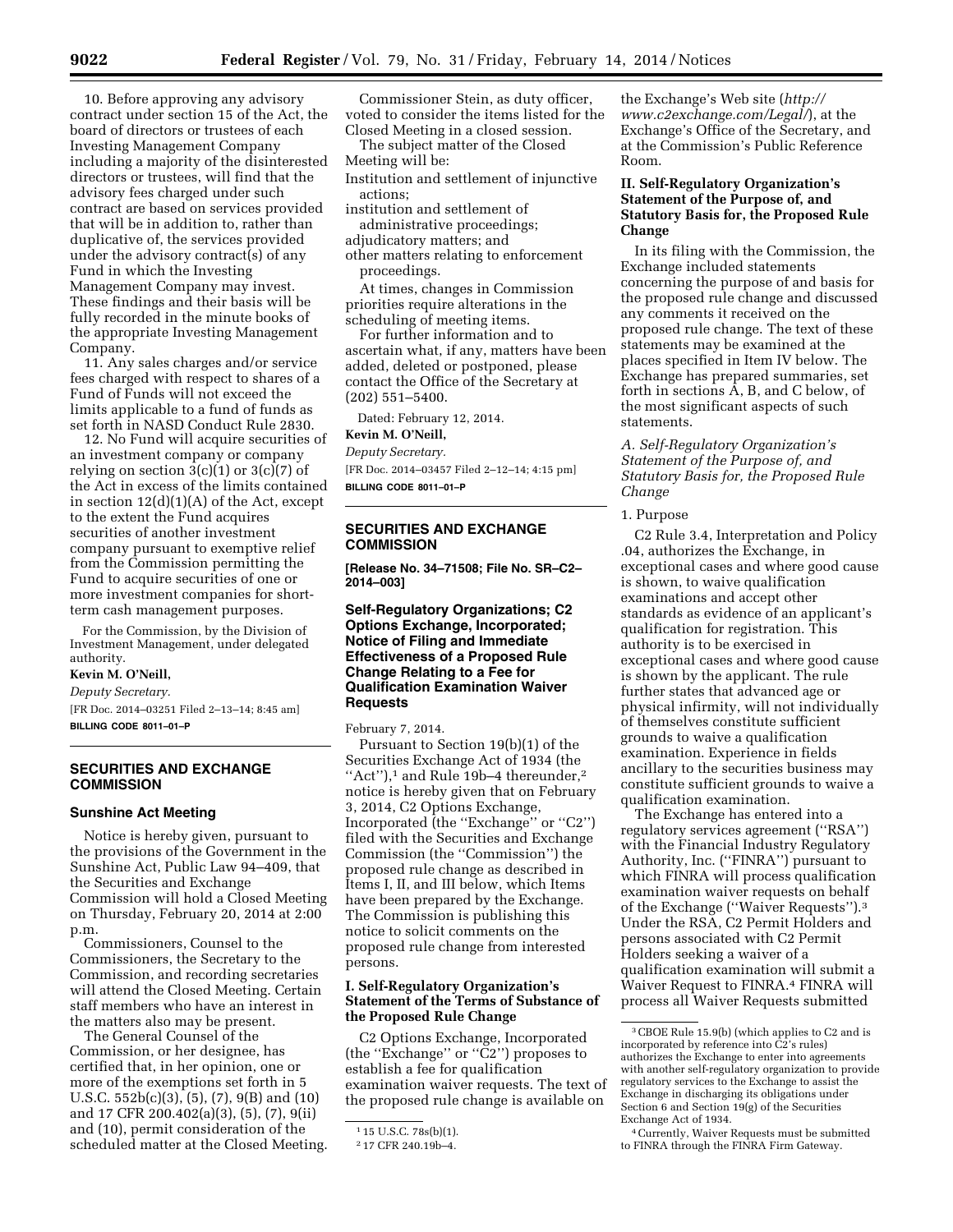10. Before approving any advisory contract under section 15 of the Act, the board of directors or trustees of each Investing Management Company including a majority of the disinterested directors or trustees, will find that the advisory fees charged under such contract are based on services provided that will be in addition to, rather than duplicative of, the services provided under the advisory contract(s) of any Fund in which the Investing Management Company may invest. These findings and their basis will be fully recorded in the minute books of the appropriate Investing Management Company.

11. Any sales charges and/or service fees charged with respect to shares of a Fund of Funds will not exceed the limits applicable to a fund of funds as set forth in NASD Conduct Rule 2830.

12. No Fund will acquire securities of an investment company or company relying on section 3(c)(1) or 3(c)(7) of the Act in excess of the limits contained in section 12(d)(1)(A) of the Act, except to the extent the Fund acquires securities of another investment company pursuant to exemptive relief from the Commission permitting the Fund to acquire securities of one or more investment companies for short-term cash management purposes.

For the Commission, by the Division of Investment Management, under delegated authority.

**Kevin M. O'Neill,**

*Deputy Secretary.*

[FR Doc. 2014–03251 Filed 2–13–14; 8:45 am]

**BILLING CODE 8011–01–P**

## SECURITIES AND EXCHANGE COMMISSION

### Sunshine Act Meeting

Notice is hereby given, pursuant to the provisions of the Government in the Sunshine Act, Public Law 94–409, that the Securities and Exchange Commission will hold a Closed Meeting on Thursday, February 20, 2014 at 2:00 p.m.

Commissioners, Counsel to the Commissioners, the Secretary to the Commission, and recording secretaries will attend the Closed Meeting. Certain staff members who have an interest in the matters also may be present.

The General Counsel of the Commission, or her designee, has certified that, in her opinion, one or more of the exemptions set forth in 5 U.S.C. 552b(c)(3), (5), (7), 9(B) and (10) and 17 CFR 200.402(a)(3), (5), (7), 9(ii) and (10), permit consideration of the scheduled matter at the Closed Meeting.

Commissioner Stein, as duty officer, voted to consider the items listed for the Closed Meeting in a closed session.

The subject matter of the Closed Meeting will be:

Institution and settlement of injunctive actions;
institution and settlement of administrative proceedings;
adjudicatory matters; and
other matters relating to enforcement proceedings.

At times, changes in Commission priorities require alterations in the scheduling of meeting items.

For further information and to ascertain what, if any, matters have been added, deleted or postponed, please contact the Office of the Secretary at (202) 551–5400.

Dated: February 12, 2014.

**Kevin M. O'Neill,**

*Deputy Secretary.*

[FR Doc. 2014–03457 Filed 2–12–14; 4:15 pm]

**BILLING CODE 8011–01–P**

## SECURITIES AND EXCHANGE COMMISSION

**[Release No. 34–71508; File No. SR–C2–2014–003]**

### Self-Regulatory Organizations; C2 Options Exchange, Incorporated; Notice of Filing and Immediate Effectiveness of a Proposed Rule Change Relating to a Fee for Qualification Examination Waiver Requests

February 7, 2014.

Pursuant to Section 19(b)(1) of the Securities Exchange Act of 1934 (the "Act"),[1] and Rule 19b–4 thereunder,[2] notice is hereby given that on February 3, 2014, C2 Options Exchange, Incorporated (the "Exchange" or "C2") filed with the Securities and Exchange Commission (the "Commission") the proposed rule change as described in Items I, II, and III below, which Items have been prepared by the Exchange. The Commission is publishing this notice to solicit comments on the proposed rule change from interested persons.

### I. Self-Regulatory Organization's Statement of the Terms of Substance of the Proposed Rule Change

C2 Options Exchange, Incorporated (the "Exchange" or "C2") proposes to establish a fee for qualification examination waiver requests. The text of the proposed rule change is available on the Exchange's Web site (*http://www.c2exchange.com/Legal/*), at the Exchange's Office of the Secretary, and at the Commission's Public Reference Room.

### II. Self-Regulatory Organization's Statement of the Purpose of, and Statutory Basis for, the Proposed Rule Change

In its filing with the Commission, the Exchange included statements concerning the purpose of and basis for the proposed rule change and discussed any comments it received on the proposed rule change. The text of these statements may be examined at the places specified in Item IV below. The Exchange has prepared summaries, set forth in sections A, B, and C below, of the most significant aspects of such statements.

#### *A. Self-Regulatory Organization's Statement of the Purpose of, and Statutory Basis for, the Proposed Rule Change*

1. Purpose

C2 Rule 3.4, Interpretation and Policy .04, authorizes the Exchange, in exceptional cases and where good cause is shown, to waive qualification examinations and accept other standards as evidence of an applicant's qualification for registration. This authority is to be exercised in exceptional cases and where good cause is shown by the applicant. The rule further states that advanced age or physical infirmity, will not individually of themselves constitute sufficient grounds to waive a qualification examination. Experience in fields ancillary to the securities business may constitute sufficient grounds to waive a qualification examination.

The Exchange has entered into a regulatory services agreement ("RSA") with the Financial Industry Regulatory Authority, Inc. ("FINRA") pursuant to which FINRA will process qualification examination waiver requests on behalf of the Exchange ("Waiver Requests").[3] Under the RSA, C2 Permit Holders and persons associated with C2 Permit Holders seeking a waiver of a qualification examination will submit a Waiver Request to FINRA.[4] FINRA will process all Waiver Requests submitted

[1] 15 U.S.C. 78s(b)(1).

[2] 17 CFR 240.19b–4.

[3] CBOE Rule 15.9(b) (which applies to C2 and is incorporated by reference into C2's rules) authorizes the Exchange to enter into agreements with another self-regulatory organization to provide regulatory services to the Exchange to assist the Exchange in discharging its obligations under Section 6 and Section 19(g) of the Securities Exchange Act of 1934.

[4] Currently, Waiver Requests must be submitted to FINRA through the FINRA Firm Gateway.